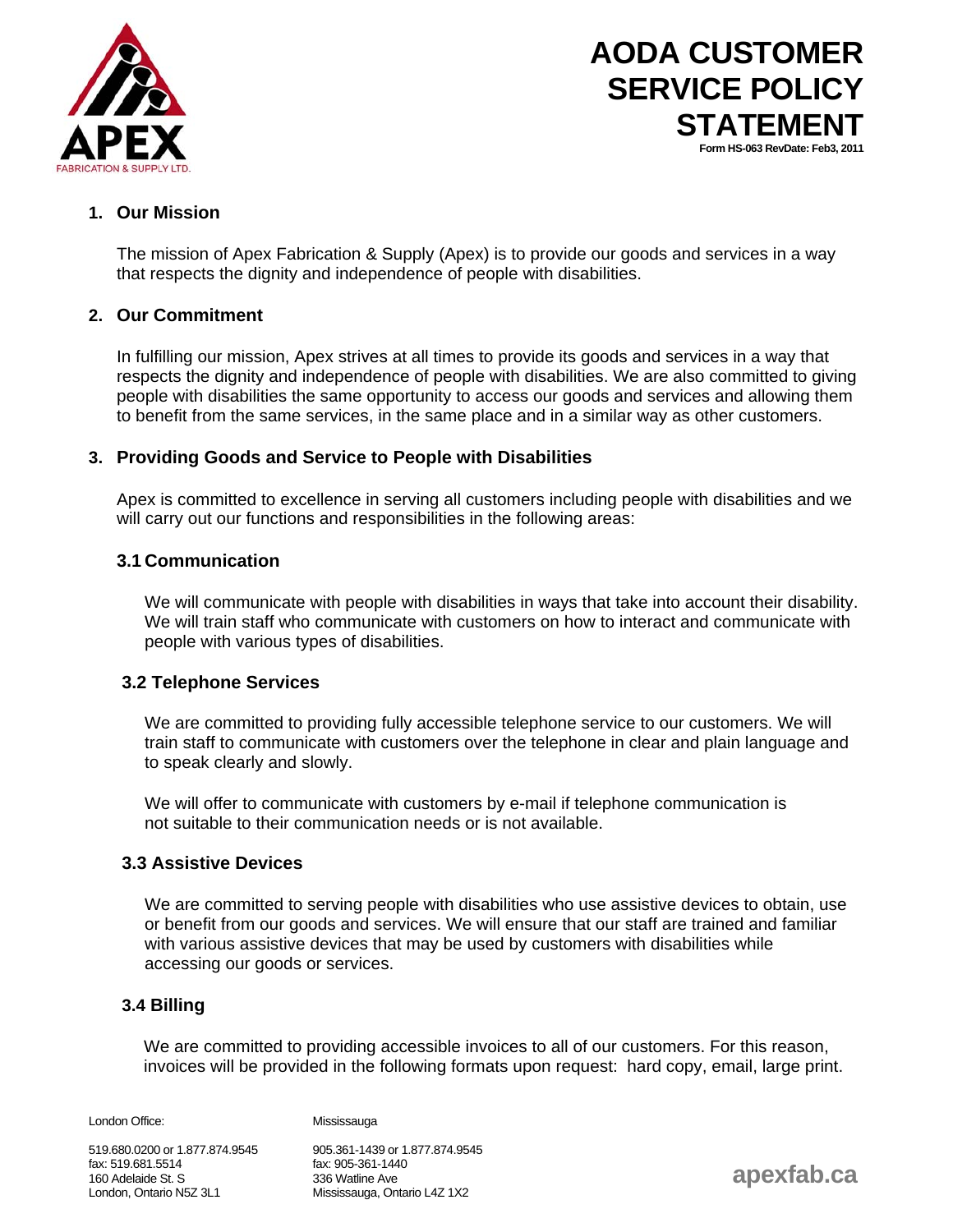# AODA CUSTOMER SERVICE POLICY STATEMENT

Form HS-063 RevDate: Feb3, 2011

## 1. Our Mission

The mission of Apex Fabrication & Supply (Apex) is to provide our goods and services in a way that respects the dignity and independence of people with disabilities.

## 2. Our Commitment

In fulfilling our mission, Apex strives at all times to provide its goods and services in a way that respects the dignity and independence of people with disabilities. We are also committed to giving people with disabilities the same opportunity to access our goods and services and allowing them to benefit from the same services, in the same place and in a similar way as other customers.

## 3. Providing Goods and Service to People with Disabilities

Apex is committed to excellence in serving all customers including people with disabilities and we will carry out our functions and responsibilities in the following areas:

### 3.1 Communication

We will communicate with people with disabilities in ways that take into account their disability. We will train staff who communicate with customers on how to interact and communicate with people with various types of disabilities.

### 3.2 Telephone Services

We are committed to providing fully accessible telephone service to our customers. We will train staff to communicate with customers over the telephone in clear and plain language and to speak clearly and slowly.

We will offer to communicate with customers by e-mail if telephone communication is not suitable to their communication needs or is not available.

### 3.3 Assistive Devices

We are committed to serving people with disabilities who use assistive devices to obtain, use or benefit from our goods and services. We will ensure that our staff are trained and familiar with various assistive devices that may be used by customers with disabilities while accessing our goods or services.

### 3.4 Billing

We are committed to providing accessible invoices to all of our customers. For this reason, invoices will be provided in the following formats upon request: hard copy, email, large print.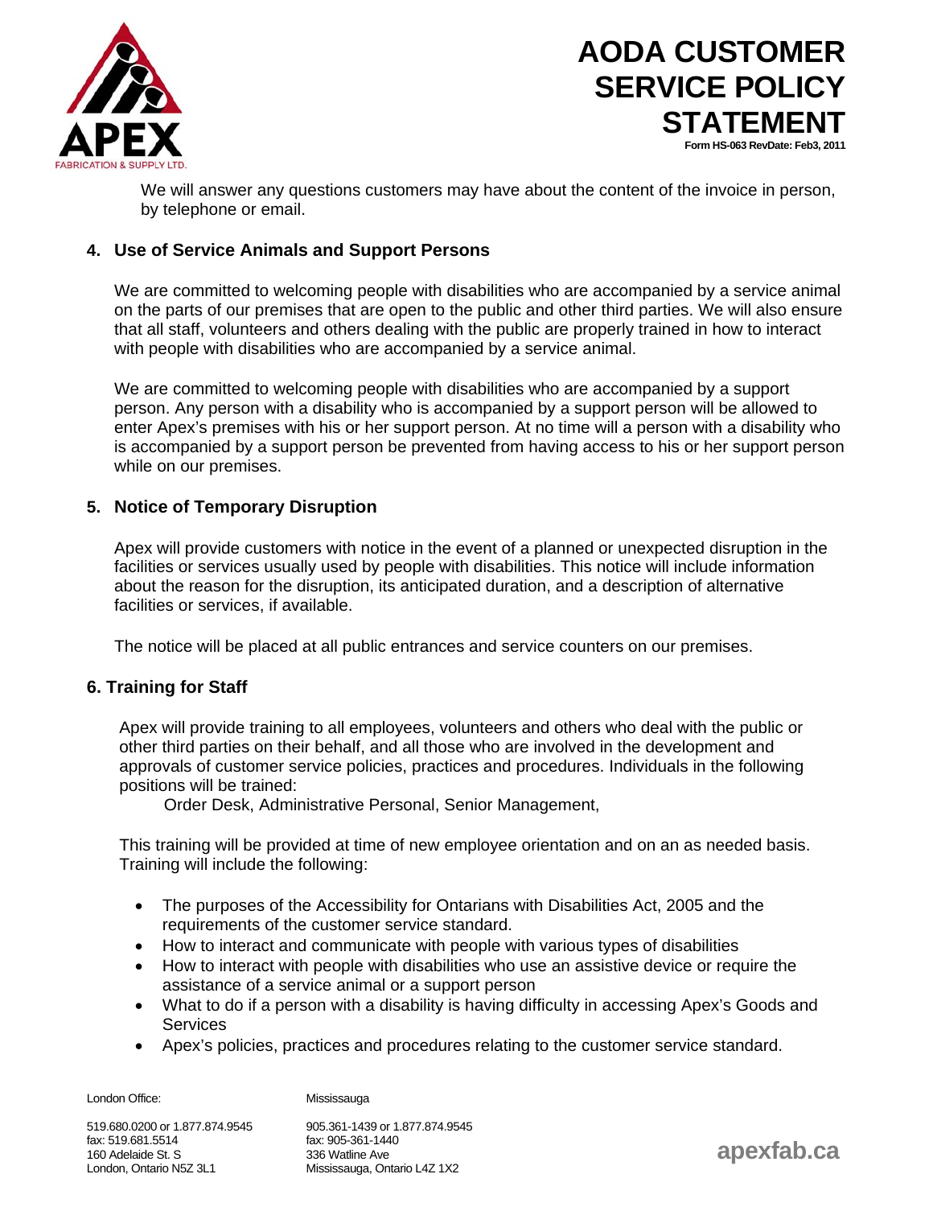We will answer any questions customers may have about the content of the invoice in person, by telephone or email.

## 4. Use of Service Animals and Support Persons

We are committed to welcoming people with disabilities who are accompanied by a service animal on the parts of our premises that are open to the public and other third parties. We will also ensure that all staff, volunteers and others dealing with the public are properly trained in how to interact with people with disabilities who are accompanied by a service animal.

We are committed to welcoming people with disabilities who are accompanied by a support person. Any person with a disability who is accompanied by a support person will be allowed to enter Apex's premises with his or her support person. At no time will a person with a disability who is accompanied by a support person be prevented from having access to his or her support person while on our premises.

## 5. Notice of Temporary Disruption

Apex will provide customers with notice in the event of a planned or unexpected disruption in the facilities or services usually used by people with disabilities. This notice will include information about the reason for the disruption, its anticipated duration, and a description of alternative facilities or services, if available.

The notice will be placed at all public entrances and service counters on our premises.

## 6. Training for Staff

Apex will provide training to all employees, volunteers and others who deal with the public or other third parties on their behalf, and all those who are involved in the development and approvals of customer service policies, practices and procedures. Individuals in the following positions will be trained:

Order Desk, Administrative Personal, Senior Management,

This training will be provided at time of new employee orientation and on an as needed basis. Training will include the following:

- The purposes of the Accessibility for Ontarians with Disabilities Act, 2005 and the requirements of the customer service standard.
- How to interact and communicate with people with various types of disabilities
- How to interact with people with disabilities who use an assistive device or require the assistance of a service animal or a support person
- What to do if a person with a disability is having difficulty in accessing Apex's Goods and Services
- Apex's policies, practices and procedures relating to the customer service standard.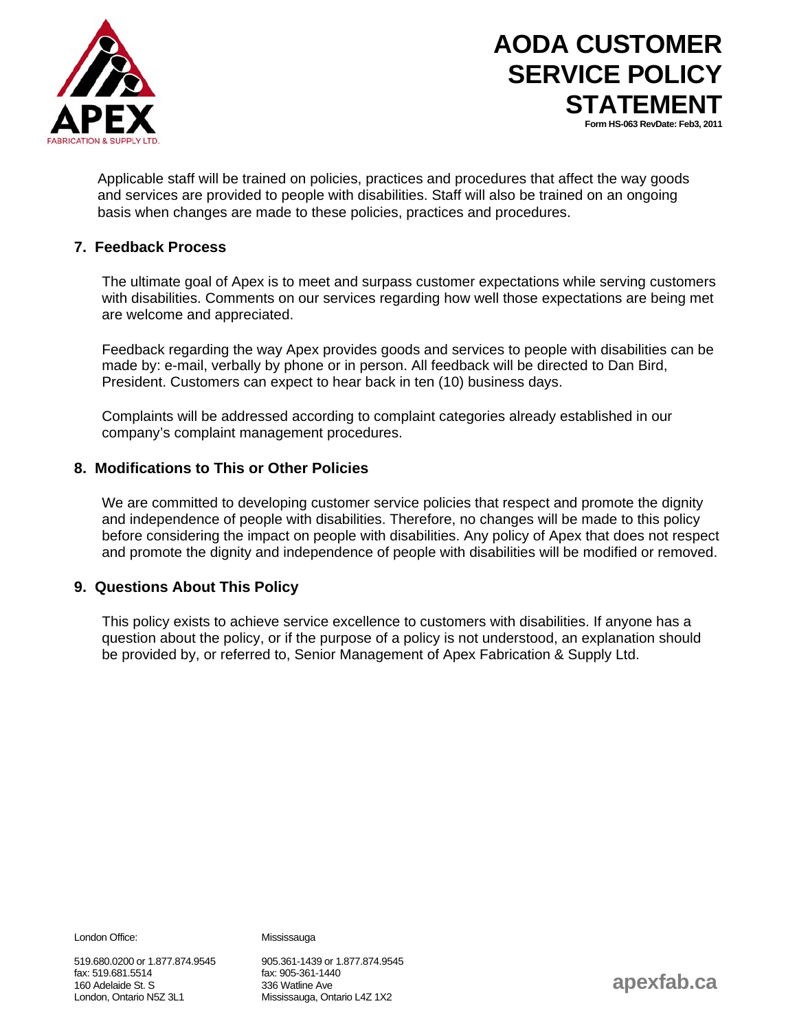Applicable staff will be trained on policies, practices and procedures that affect the way goods and services are provided to people with disabilities. Staff will also be trained on an ongoing basis when changes are made to these policies, practices and procedures.

## 7. Feedback Process

The ultimate goal of Apex is to meet and surpass customer expectations while serving customers with disabilities. Comments on our services regarding how well those expectations are being met are welcome and appreciated.

Feedback regarding the way Apex provides goods and services to people with disabilities can be made by: e-mail, verbally by phone or in person. All feedback will be directed to Dan Bird, President. Customers can expect to hear back in ten (10) business days.

Complaints will be addressed according to complaint categories already established in our company's complaint management procedures.

## 8. Modifications to This or Other Policies

We are committed to developing customer service policies that respect and promote the dignity and independence of people with disabilities. Therefore, no changes will be made to this policy before considering the impact on people with disabilities. Any policy of Apex that does not respect and promote the dignity and independence of people with disabilities will be modified or removed.

## 9. Questions About This Policy

This policy exists to achieve service excellence to customers with disabilities. If anyone has a question about the policy, or if the purpose of a policy is not understood, an explanation should be provided by, or referred to, Senior Management of Apex Fabrication & Supply Ltd.